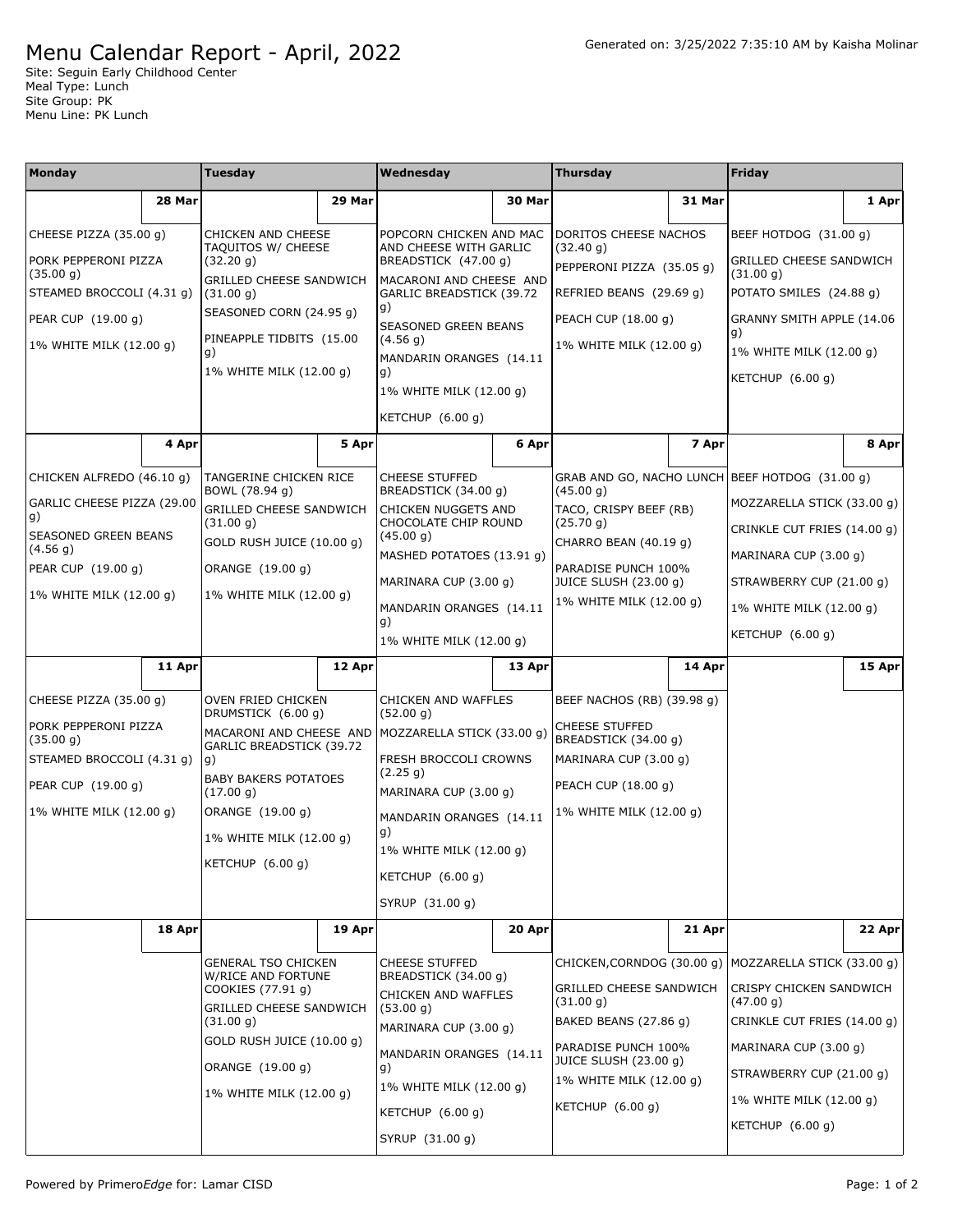# Menu Calendar Report - April, 2022

Generated on: 3/25/2022 7:35:10 AM by Kaisha Molinar

Site: Seguin Early Childhood Center
Meal Type: Lunch
Site Group: PK
Menu Line: PK Lunch

| Monday | Tuesday | Wednesday | Thursday | Friday |
|---|---|---|---|---|
| **28 Mar** | **29 Mar** | **30 Mar** | **31 Mar** | **1 Apr** |
| CHEESE PIZZA (35.00 g)<br>PORK PEPPERONI PIZZA (35.00 g)<br>STEAMED BROCCOLI (4.31 g)<br>PEAR CUP (19.00 g)<br>1% WHITE MILK (12.00 g) | CHICKEN AND CHEESE TAQUITOS W/ CHEESE (32.20 g)<br>GRILLED CHEESE SANDWICH (31.00 g)<br>SEASONED CORN (24.95 g)<br>PINEAPPLE TIDBITS (15.00 g)<br>1% WHITE MILK (12.00 g) | POPCORN CHICKEN AND MAC AND CHEESE WITH GARLIC BREADSTICK (47.00 g)<br>MACARONI AND CHEESE AND GARLIC BREADSTICK (39.72 g)<br>SEASONED GREEN BEANS (4.56 g)<br>MANDARIN ORANGES (14.11 g)<br>1% WHITE MILK (12.00 g)<br>KETCHUP (6.00 g) | DORITOS CHEESE NACHOS (32.40 g)<br>PEPPERONI PIZZA (35.05 g)<br>REFRIED BEANS (29.69 g)<br>PEACH CUP (18.00 g)<br>1% WHITE MILK (12.00 g) | BEEF HOTDOG (31.00 g)<br>GRILLED CHEESE SANDWICH (31.00 g)<br>POTATO SMILES (24.88 g)<br>GRANNY SMITH APPLE (14.06 g)<br>1% WHITE MILK (12.00 g)<br>KETCHUP (6.00 g) |
| **4 Apr** | **5 Apr** | **6 Apr** | **7 Apr** | **8 Apr** |
| CHICKEN ALFREDO (46.10 g)<br>GARLIC CHEESE PIZZA (29.00 g)<br>SEASONED GREEN BEANS (4.56 g)<br>PEAR CUP (19.00 g)<br>1% WHITE MILK (12.00 g) | TANGERINE CHICKEN RICE BOWL (78.94 g)<br>GRILLED CHEESE SANDWICH (31.00 g)<br>GOLD RUSH JUICE (10.00 g)<br>ORANGE (19.00 g)<br>1% WHITE MILK (12.00 g) | CHEESE STUFFED BREADSTICK (34.00 g)<br>CHICKEN NUGGETS AND CHOCOLATE CHIP ROUND (45.00 g)<br>MASHED POTATOES (13.91 g)<br>MARINARA CUP (3.00 g)<br>MANDARIN ORANGES (14.11 g)<br>1% WHITE MILK (12.00 g) | GRAB AND GO, NACHO LUNCH (45.00 g)<br>TACO, CRISPY BEEF (RB) (25.70 g)<br>CHARRO BEAN (40.19 g)<br>PARADISE PUNCH 100% JUICE SLUSH (23.00 g)<br>1% WHITE MILK (12.00 g) | BEEF HOTDOG (31.00 g)<br>MOZZARELLA STICK (33.00 g)<br>CRINKLE CUT FRIES (14.00 g)<br>MARINARA CUP (3.00 g)<br>STRAWBERRY CUP (21.00 g)<br>1% WHITE MILK (12.00 g)<br>KETCHUP (6.00 g) |
| **11 Apr** | **12 Apr** | **13 Apr** | **14 Apr** | **15 Apr** |
| CHEESE PIZZA (35.00 g)<br>PORK PEPPERONI PIZZA (35.00 g)<br>STEAMED BROCCOLI (4.31 g)<br>PEAR CUP (19.00 g)<br>1% WHITE MILK (12.00 g) | OVEN FRIED CHICKEN DRUMSTICK (6.00 g)<br>MACARONI AND CHEESE AND GARLIC BREADSTICK (39.72 g)<br>BABY BAKERS POTATOES (17.00 g)<br>ORANGE (19.00 g)<br>1% WHITE MILK (12.00 g)<br>KETCHUP (6.00 g) | CHICKEN AND WAFFLES (52.00 g)<br>MOZZARELLA STICK (33.00 g)<br>FRESH BROCCOLI CROWNS (2.25 g)<br>MARINARA CUP (3.00 g)<br>MANDARIN ORANGES (14.11 g)<br>1% WHITE MILK (12.00 g)<br>KETCHUP (6.00 g)<br>SYRUP (31.00 g) | BEEF NACHOS (RB) (39.98 g)<br>CHEESE STUFFED BREADSTICK (34.00 g)<br>MARINARA CUP (3.00 g)<br>PEACH CUP (18.00 g)<br>1% WHITE MILK (12.00 g) | |
| **18 Apr** | **19 Apr** | **20 Apr** | **21 Apr** | **22 Apr** |
| | GENERAL TSO CHICKEN W/RICE AND FORTUNE COOKIES (77.91 g)<br>GRILLED CHEESE SANDWICH (31.00 g)<br>GOLD RUSH JUICE (10.00 g)<br>ORANGE (19.00 g)<br>1% WHITE MILK (12.00 g) | CHEESE STUFFED BREADSTICK (34.00 g)<br>CHICKEN AND WAFFLES (53.00 g)<br>MARINARA CUP (3.00 g)<br>MANDARIN ORANGES (14.11 g)<br>1% WHITE MILK (12.00 g)<br>KETCHUP (6.00 g)<br>SYRUP (31.00 g) | CHICKEN,CORNDOG (30.00 g)<br>GRILLED CHEESE SANDWICH (31.00 g)<br>BAKED BEANS (27.86 g)<br>PARADISE PUNCH 100% JUICE SLUSH (23.00 g)<br>1% WHITE MILK (12.00 g)<br>KETCHUP (6.00 g) | MOZZARELLA STICK (33.00 g)<br>CRISPY CHICKEN SANDWICH (47.00 g)<br>CRINKLE CUT FRIES (14.00 g)<br>MARINARA CUP (3.00 g)<br>STRAWBERRY CUP (21.00 g)<br>1% WHITE MILK (12.00 g)<br>KETCHUP (6.00 g) |

Powered by PrimeroEdge for: Lamar CISD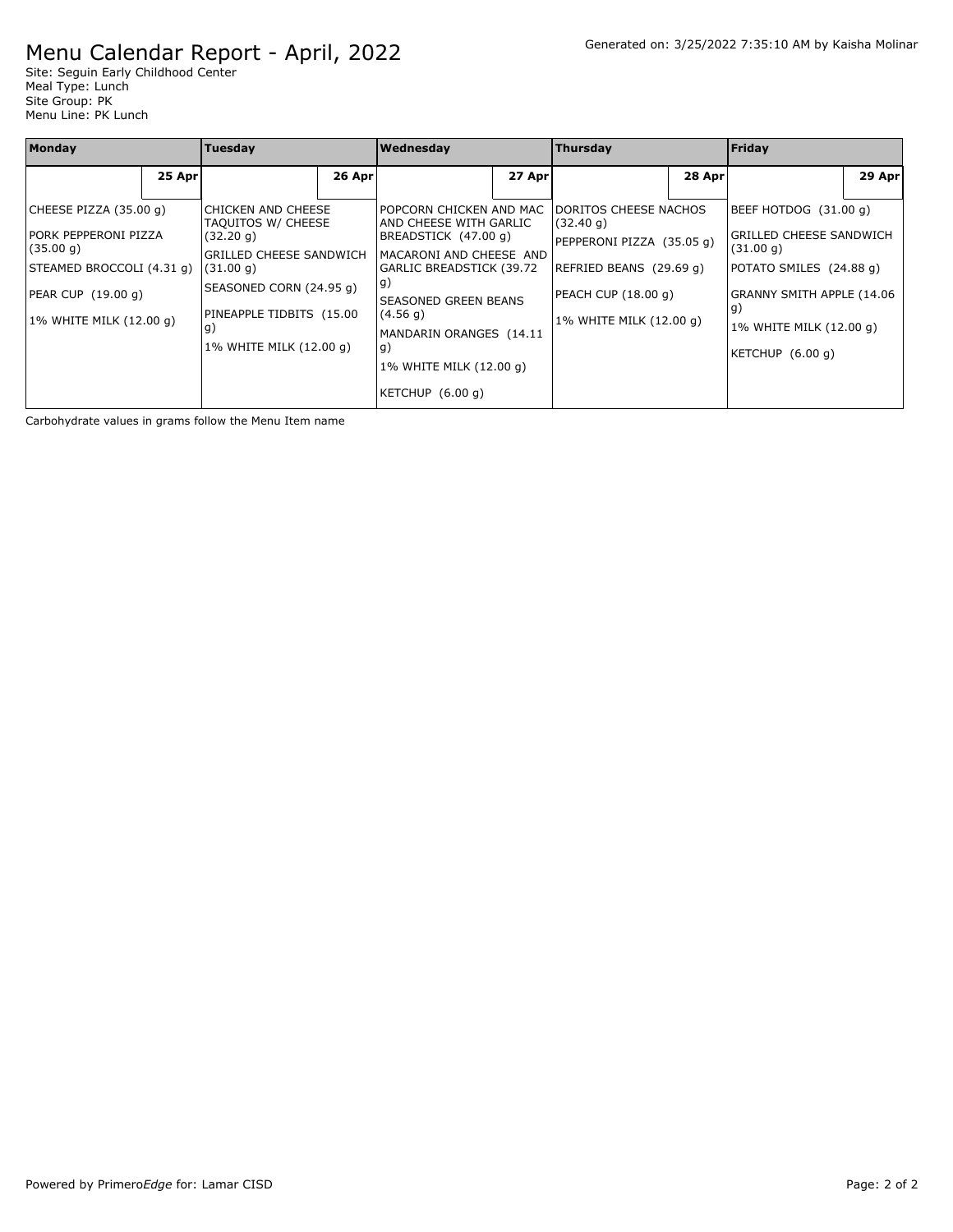# Menu Calendar Report - April, 2022

Generated on: 3/25/2022 7:35:10 AM by Kaisha Molinar

Site: Seguin Early Childhood Center
Meal Type: Lunch
Site Group: PK
Menu Line: PK Lunch

| Monday | Tuesday | Wednesday | Thursday | Friday |
|---|---|---|---|---|
| 25 Apr | 26 Apr | 27 Apr | 28 Apr | 29 Apr |
| CHEESE PIZZA (35.00 g)<br>PORK PEPPERONI PIZZA (35.00 g)<br>STEAMED BROCCOLI (4.31 g)<br>PEAR CUP (19.00 g)<br>1% WHITE MILK (12.00 g) | CHICKEN AND CHEESE TAQUITOS W/ CHEESE (32.20 g)<br>GRILLED CHEESE SANDWICH (31.00 g)<br>SEASONED CORN (24.95 g)<br>PINEAPPLE TIDBITS (15.00 g)<br>1% WHITE MILK (12.00 g) | POPCORN CHICKEN AND MAC AND CHEESE WITH GARLIC BREADSTICK (47.00 g)<br>MACARONI AND CHEESE AND GARLIC BREADSTICK (39.72 g)<br>SEASONED GREEN BEANS (4.56 g)<br>MANDARIN ORANGES (14.11 g)<br>1% WHITE MILK (12.00 g)<br>KETCHUP (6.00 g) | DORITOS CHEESE NACHOS (32.40 g)<br>PEPPERONI PIZZA (35.05 g)<br>REFRIED BEANS (29.69 g)<br>PEACH CUP (18.00 g)<br>1% WHITE MILK (12.00 g) | BEEF HOTDOG (31.00 g)<br>GRILLED CHEESE SANDWICH (31.00 g)<br>POTATO SMILES (24.88 g)<br>GRANNY SMITH APPLE (14.06 g)<br>1% WHITE MILK (12.00 g)<br>KETCHUP (6.00 g) |

Carbohydrate values in grams follow the Menu Item name

Powered by PrimeroEdge for: Lamar CISD